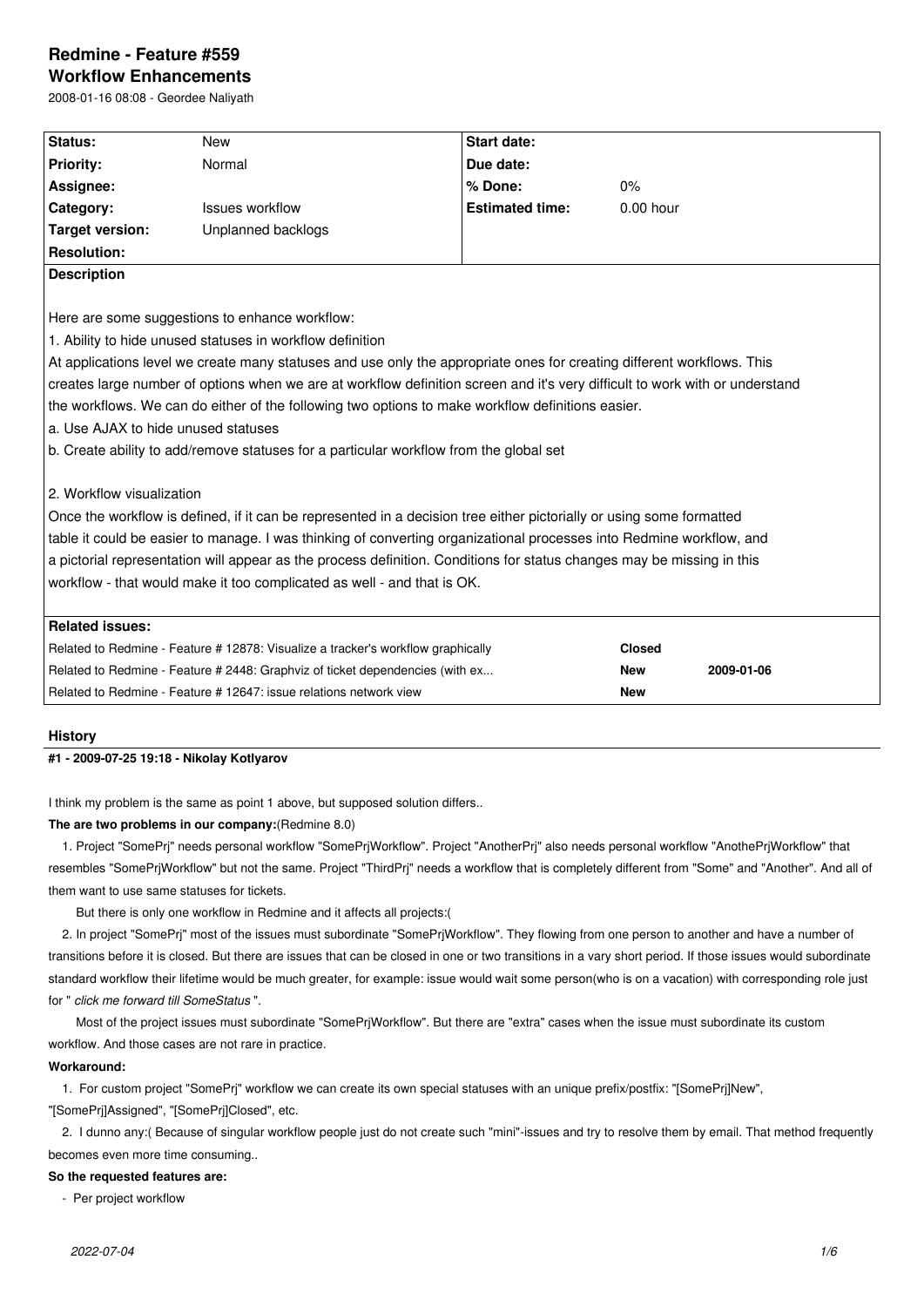# Redmine - Feature #559

## Workflow Enhancements

2008-01-16 08:08 - Geordee Naliyath

| Status: | New | Start date: | |
|---|---|---|---|
| Priority: | Normal | Due date: | |
| Assignee: | | % Done: | 0% |
| Category: | Issues workflow | Estimated time: | 0.00 hour |
| Target version: | Unplanned backlogs | | |
| Resolution: | | | |

**Description**

Here are some suggestions to enhance workflow:

1. Ability to hide unused statuses in workflow definition

At applications level we create many statuses and use only the appropriate ones for creating different workflows. This creates large number of options when we are at workflow definition screen and it's very difficult to work with or understand the workflows. We can do either of the following two options to make workflow definitions easier.

a. Use AJAX to hide unused statuses

b. Create ability to add/remove statuses for a particular workflow from the global set

2. Workflow visualization

Once the workflow is defined, if it can be represented in a decision tree either pictorially or using some formatted table it could be easier to manage. I was thinking of converting organizational processes into Redmine workflow, and a pictorial representation will appear as the process definition. Conditions for status changes may be missing in this workflow - that would make it too complicated as well - and that is OK.

**Related issues:**

| | | |
|---|---|---|
| Related to Redmine - Feature # 12878: Visualize a tracker's workflow graphically | Closed | |
| Related to Redmine - Feature # 2448: Graphviz of ticket dependencies (with ex... | New | 2009-01-06 |
| Related to Redmine - Feature # 12647: issue relations network view | New | |

## History

### #1 - 2009-07-25 19:18 - Nikolay Kotlyarov

I think my problem is the same as point 1 above, but supposed solution differs..

**The are two problems in our company:**(Redmine 8.0)

1. Project "SomePrj" needs personal workflow "SomePrjWorkflow". Project "AnotherPrj" also needs personal workflow "AnothePrjWorkflow" that resembles "SomePrjWorkflow" but not the same. Project "ThirdPrj" needs a workflow that is completely different from "Some" and "Another". And all of them want to use same statuses for tickets.

   But there is only one workflow in Redmine and it affects all projects:(

2. In project "SomePrj" most of the issues must subordinate "SomePrjWorkflow". They flowing from one person to another and have a number of transitions before it is closed. But there are issues that can be closed in one or two transitions in a vary short period. If those issues would subordinate standard workflow their lifetime would be much greater, for example: issue would wait some person(who is on a vacation) with corresponding role just for " *click me forward till SomeStatus* ".

   Most of the project issues must subordinate "SomePrjWorkflow". But there are "extra" cases when the issue must subordinate its custom workflow. And those cases are not rare in practice.

**Workaround:**

1. For custom project "SomePrj" workflow we can create its own special statuses with an unique prefix/postfix: "[SomePrj]New", "[SomePrj]Assigned", "[SomePrj]Closed", etc.
2. I dunno any:( Because of singular workflow people just do not create such "mini"-issues and try to resolve them by email. That method frequently becomes even more time consuming..

**So the requested features are:**

- Per project workflow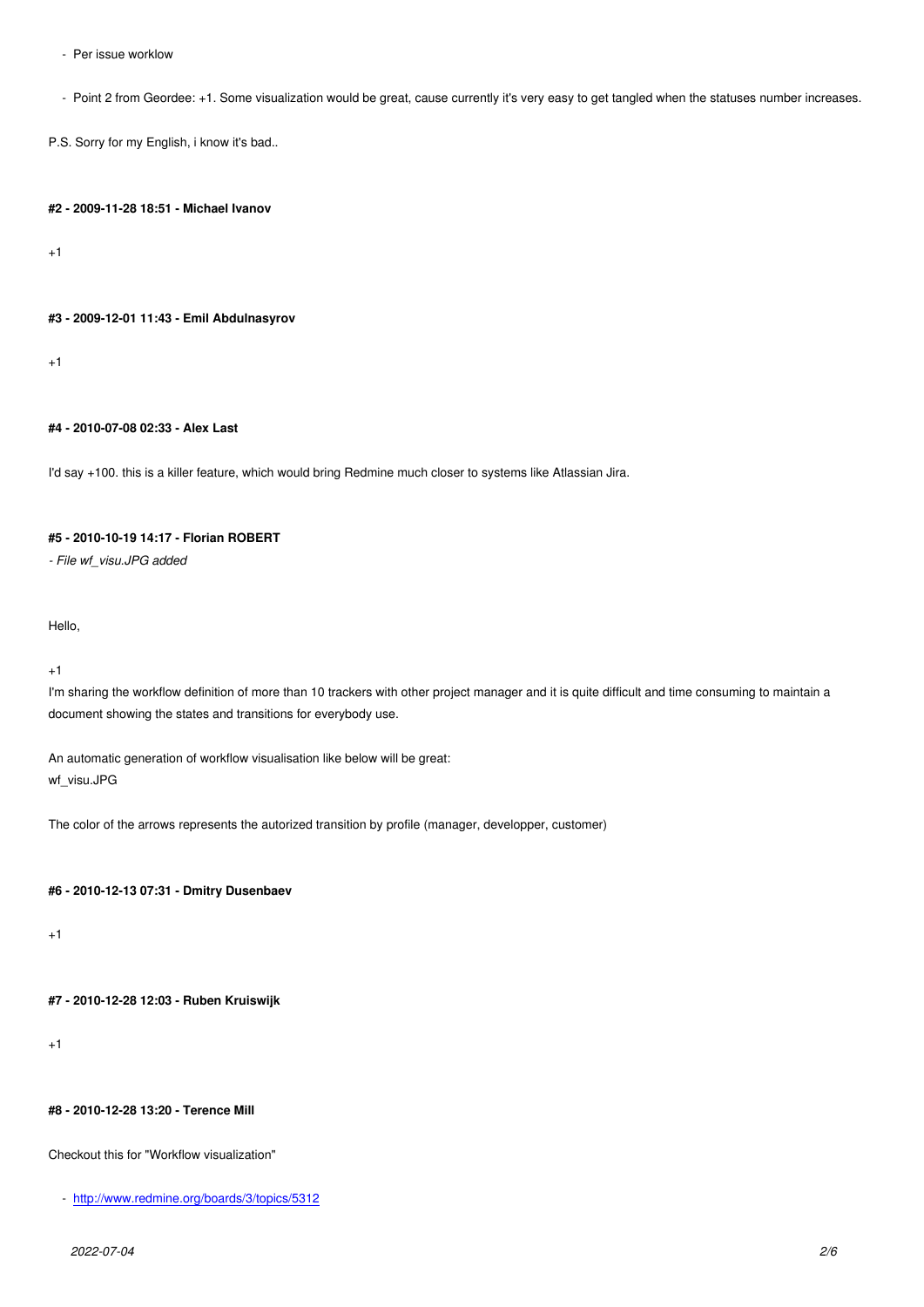- Per issue worklow

- Point 2 from Geordee: +1. Some visualization would be great, cause currently it's very easy to get tangled when the statuses number increases.

P.S. Sorry for my English, i know it's bad..

#### #2 - 2009-11-28 18:51 - Michael Ivanov

+1

#### #3 - 2009-12-01 11:43 - Emil Abdulnasyrov

+1

#### #4 - 2010-07-08 02:33 - Alex Last

I'd say +100. this is a killer feature, which would bring Redmine much closer to systems like Atlassian Jira.

#### #5 - 2010-10-19 14:17 - Florian ROBERT

*- File wf_visu.JPG added*

Hello,

+1
I'm sharing the workflow definition of more than 10 trackers with other project manager and it is quite difficult and time consuming to maintain a document showing the states and transitions for everybody use.

An automatic generation of workflow visualisation like below will be great:
wf_visu.JPG

The color of the arrows represents the autorized transition by profile (manager, developper, customer)

#### #6 - 2010-12-13 07:31 - Dmitry Dusenbaev

+1

#### #7 - 2010-12-28 12:03 - Ruben Kruiswijk

+1

#### #8 - 2010-12-28 13:20 - Terence Mill

Checkout this for "Workflow visualization"

- http://www.redmine.org/boards/3/topics/5312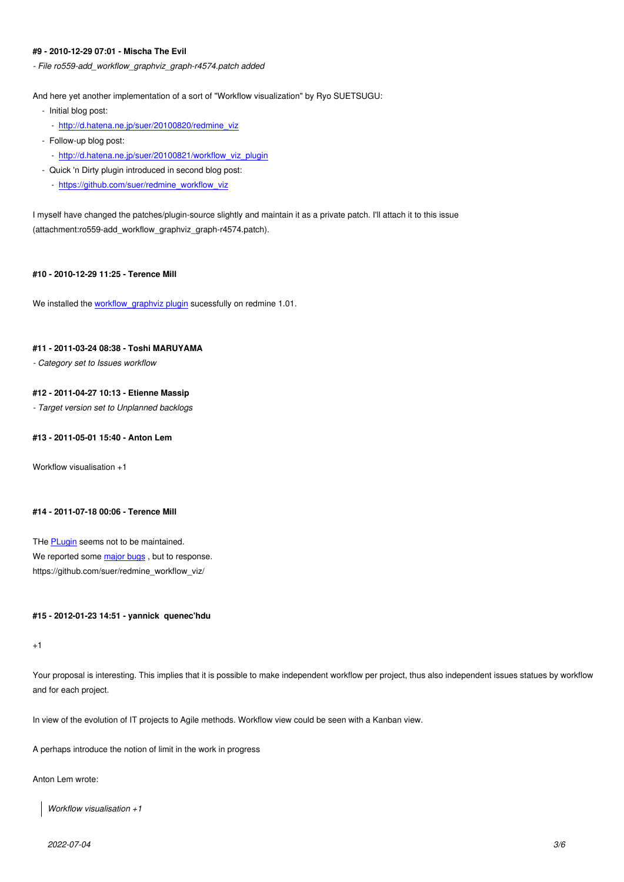#### #9 - 2010-12-29 07:01 - Mischa The Evil

*- File ro559-add_workflow_graphviz_graph-r4574.patch added*

And here yet another implementation of a sort of "Workflow visualization" by Ryo SUETSUGU:

- Initial blog post:
  - http://d.hatena.ne.jp/suer/20100820/redmine_viz
- Follow-up blog post:
  - http://d.hatena.ne.jp/suer/20100821/workflow_viz_plugin
- Quick 'n Dirty plugin introduced in second blog post:
  - https://github.com/suer/redmine_workflow_viz

I myself have changed the patches/plugin-source slightly and maintain it as a private patch. I'll attach it to this issue (attachment:ro559-add_workflow_graphviz_graph-r4574.patch).

#### #10 - 2010-12-29 11:25 - Terence Mill

We installed the workflow_graphviz plugin sucessfully on redmine 1.01.

#### #11 - 2011-03-24 08:38 - Toshi MARUYAMA

*- Category set to Issues workflow*

#### #12 - 2011-04-27 10:13 - Etienne Massip

*- Target version set to Unplanned backlogs*

#### #13 - 2011-05-01 15:40 - Anton Lem

Workflow visualisation +1

#### #14 - 2011-07-18 00:06 - Terence Mill

THe PLugin seems not to be maintained.
We reported some major bugs , but to response.
https://github.com/suer/redmine_workflow_viz/

#### #15 - 2012-01-23 14:51 - yannick quenec'hdu

+1

Your proposal is interesting. This implies that it is possible to make independent workflow per project, thus also independent issues statues by workflow and for each project.

In view of the evolution of IT projects to Agile methods. Workflow view could be seen with a Kanban view.

A perhaps introduce the notion of limit in the work in progress

Anton Lem wrote:

> *Workflow visualisation +1*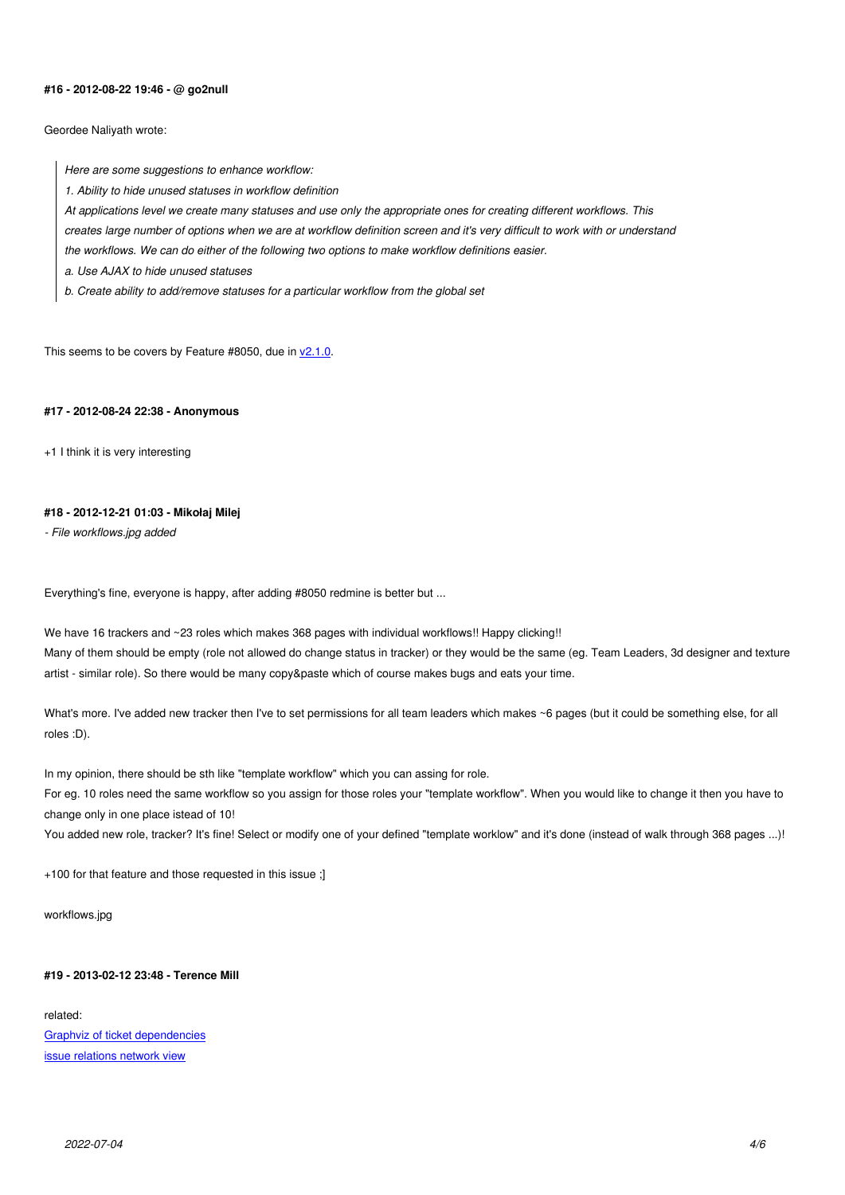#### #16 - 2012-08-22 19:46 - @ go2null

Geordee Naliyath wrote:

> *Here are some suggestions to enhance workflow:*
>
> *1. Ability to hide unused statuses in workflow definition*
>
> *At applications level we create many statuses and use only the appropriate ones for creating different workflows. This creates large number of options when we are at workflow definition screen and it's very difficult to work with or understand the workflows. We can do either of the following two options to make workflow definitions easier.*
>
> *a. Use AJAX to hide unused statuses*
>
> *b. Create ability to add/remove statuses for a particular workflow from the global set*

This seems to be covers by Feature #8050, due in v2.1.0.

#### #17 - 2012-08-24 22:38 - Anonymous

+1 I think it is very interesting

#### #18 - 2012-12-21 01:03 - Mikołaj Milej

*- File workflows.jpg added*

Everything's fine, everyone is happy, after adding #8050 redmine is better but ...

We have 16 trackers and ~23 roles which makes 368 pages with individual workflows!! Happy clicking!!
Many of them should be empty (role not allowed do change status in tracker) or they would be the same (eg. Team Leaders, 3d designer and texture artist - similar role). So there would be many copy&paste which of course makes bugs and eats your time.

What's more. I've added new tracker then I've to set permissions for all team leaders which makes ~6 pages (but it could be something else, for all roles :D).

In my opinion, there should be sth like "template workflow" which you can assing for role.
For eg. 10 roles need the same workflow so you assign for those roles your "template workflow". When you would like to change it then you have to change only in one place istead of 10!
You added new role, tracker? It's fine! Select or modify one of your defined "template worklow" and it's done (instead of walk through 368 pages ...)!

+100 for that feature and those requested in this issue ;]

workflows.jpg

#### #19 - 2013-02-12 23:48 - Terence Mill

related:
Graphviz of ticket dependencies
issue relations network view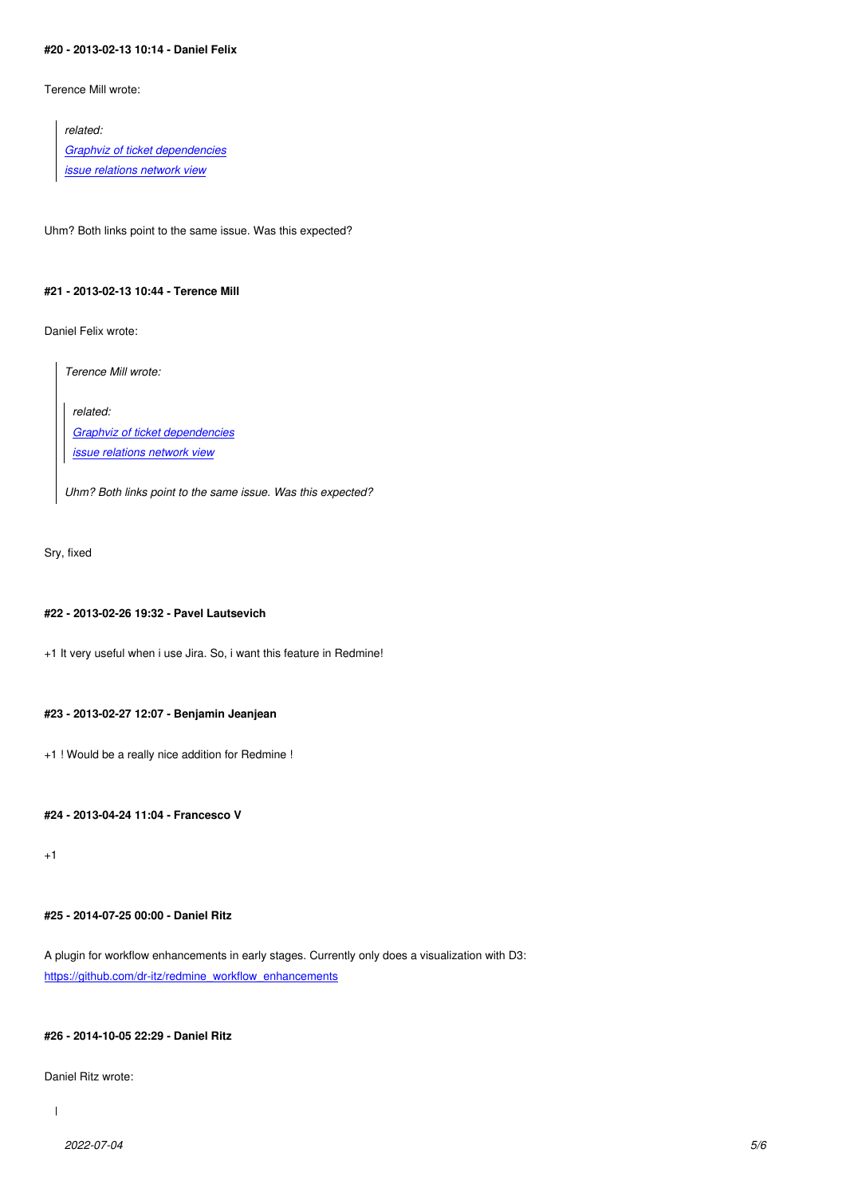#### #20 - 2013-02-13 10:14 - Daniel Felix

Terence Mill wrote:

> *related:*
> *[Graphviz of ticket dependencies]*
> *[issue relations network view]*

Uhm? Both links point to the same issue. Was this expected?

#### #21 - 2013-02-13 10:44 - Terence Mill

Daniel Felix wrote:

> *Terence Mill wrote:*
>
> > *related:*
> > *[Graphviz of ticket dependencies]*
> > *[issue relations network view]*
>
> *Uhm? Both links point to the same issue. Was this expected?*

Sry, fixed

#### #22 - 2013-02-26 19:32 - Pavel Lautsevich

+1 It very useful when i use Jira. So, i want this feature in Redmine!

#### #23 - 2013-02-27 12:07 - Benjamin Jeanjean

+1 ! Would be a really nice addition for Redmine !

#### #24 - 2013-04-24 11:04 - Francesco V

+1

#### #25 - 2014-07-25 00:00 - Daniel Ritz

A plugin for workflow enhancements in early stages. Currently only does a visualization with D3:
https://github.com/dr-itz/redmine_workflow_enhancements

#### #26 - 2014-10-05 22:29 - Daniel Ritz

Daniel Ritz wrote:

>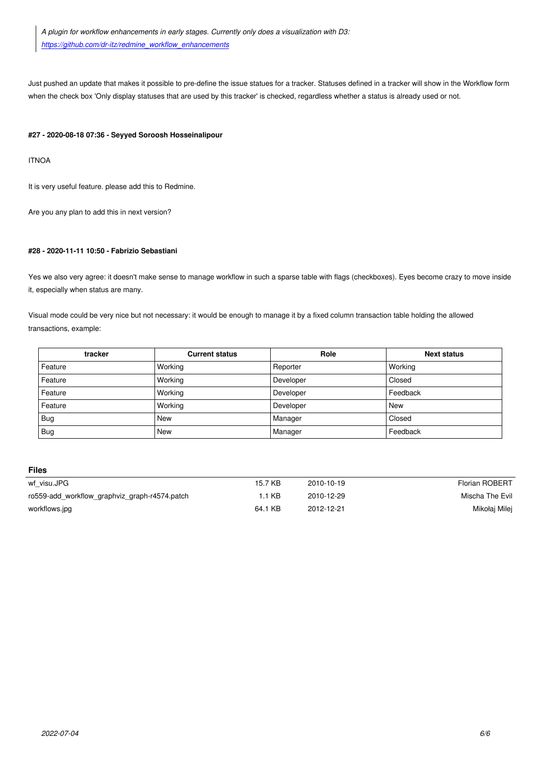> *A plugin for workflow enhancements in early stages. Currently only does a visualization with D3:*
> *https://github.com/dr-itz/redmine_workflow_enhancements*

Just pushed an update that makes it possible to pre-define the issue statues for a tracker. Statuses defined in a tracker will show in the Workflow form when the check box 'Only display statuses that are used by this tracker' is checked, regardless whether a status is already used or not.

#### #27 - 2020-08-18 07:36 - Seyyed Soroosh Hosseinalipour

ITNOA

It is very useful feature. please add this to Redmine.

Are you any plan to add this in next version?

#### #28 - 2020-11-11 10:50 - Fabrizio Sebastiani

Yes we also very agree: it doesn't make sense to manage workflow in such a sparse table with flags (checkboxes). Eyes become crazy to move inside it, especially when status are many.

Visual mode could be very nice but not necessary: it would be enough to manage it by a fixed column transaction table holding the allowed transactions, example:

| tracker | Current status | Role | Next status |
|---|---|---|---|
| Feature | Working | Reporter | Working |
| Feature | Working | Developer | Closed |
| Feature | Working | Developer | Feedback |
| Feature | Working | Developer | New |
| Bug | New | Manager | Closed |
| Bug | New | Manager | Feedback |

### Files

| | | | |
|---|---|---|---|
| wf_visu.JPG | 15.7 KB | 2010-10-19 | Florian ROBERT |
| ro559-add_workflow_graphviz_graph-r4574.patch | 1.1 KB | 2010-12-29 | Mischa The Evil |
| workflows.jpg | 64.1 KB | 2012-12-21 | Mikołaj Milej |